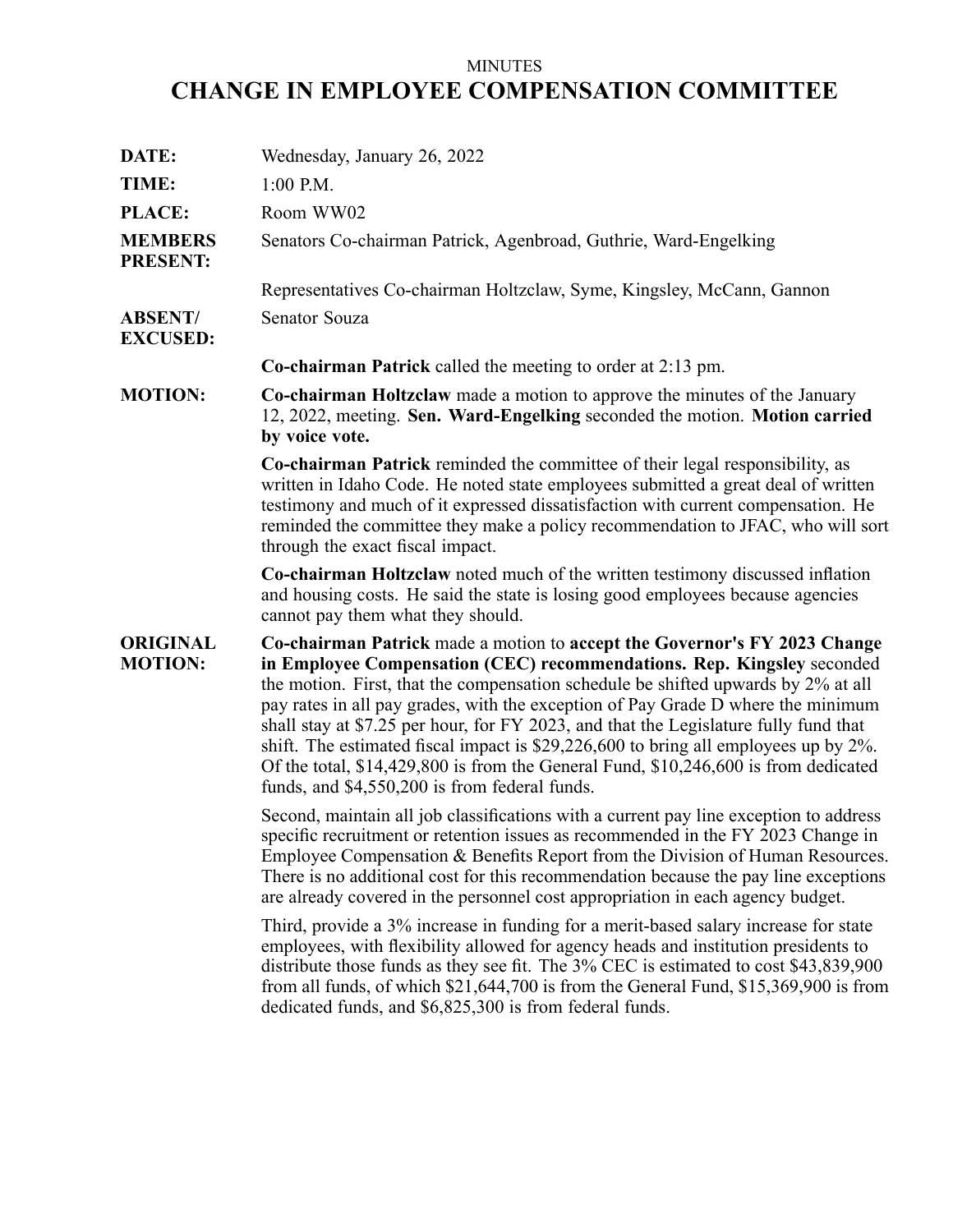MINUTES

# CHANGE IN EMPLOYEE COMPENSATION COMMITTEE

**DATE:** Wednesday, January 26, 2022

**TIME:** 1:00 P.M.

**PLACE:** Room WW02

**MEMBERS PRESENT:** Senators Co-chairman Patrick, Agenbroad, Guthrie, Ward-Engelking

Representatives Co-chairman Holtzclaw, Syme, Kingsley, McCann, Gannon

**ABSENT/ EXCUSED:** Senator Souza

**Co-chairman Patrick** called the meeting to order at 2:13 pm.

**MOTION:** **Co-chairman Holtzclaw** made a motion to approve the minutes of the January 12, 2022, meeting. **Sen. Ward-Engelking** seconded the motion. **Motion carried by voice vote.**

**Co-chairman Patrick** reminded the committee of their legal responsibility, as written in Idaho Code. He noted state employees submitted a great deal of written testimony and much of it expressed dissatisfaction with current compensation. He reminded the committee they make a policy recommendation to JFAC, who will sort through the exact fiscal impact.

**Co-chairman Holtzclaw** noted much of the written testimony discussed inflation and housing costs. He said the state is losing good employees because agencies cannot pay them what they should.

**ORIGINAL MOTION:** **Co-chairman Patrick** made a motion to **accept the Governor's FY 2023 Change in Employee Compensation (CEC) recommendations. Rep. Kingsley** seconded the motion. First, that the compensation schedule be shifted upwards by 2% at all pay rates in all pay grades, with the exception of Pay Grade D where the minimum shall stay at $7.25 per hour, for FY 2023, and that the Legislature fully fund that shift. The estimated fiscal impact is $29,226,600 to bring all employees up by 2%. Of the total, $14,429,800 is from the General Fund, $10,246,600 is from dedicated funds, and $4,550,200 is from federal funds.

Second, maintain all job classifications with a current pay line exception to address specific recruitment or retention issues as recommended in the FY 2023 Change in Employee Compensation & Benefits Report from the Division of Human Resources. There is no additional cost for this recommendation because the pay line exceptions are already covered in the personnel cost appropriation in each agency budget.

Third, provide a 3% increase in funding for a merit-based salary increase for state employees, with flexibility allowed for agency heads and institution presidents to distribute those funds as they see fit. The 3% CEC is estimated to cost $43,839,900 from all funds, of which $21,644,700 is from the General Fund, $15,369,900 is from dedicated funds, and $6,825,300 is from federal funds.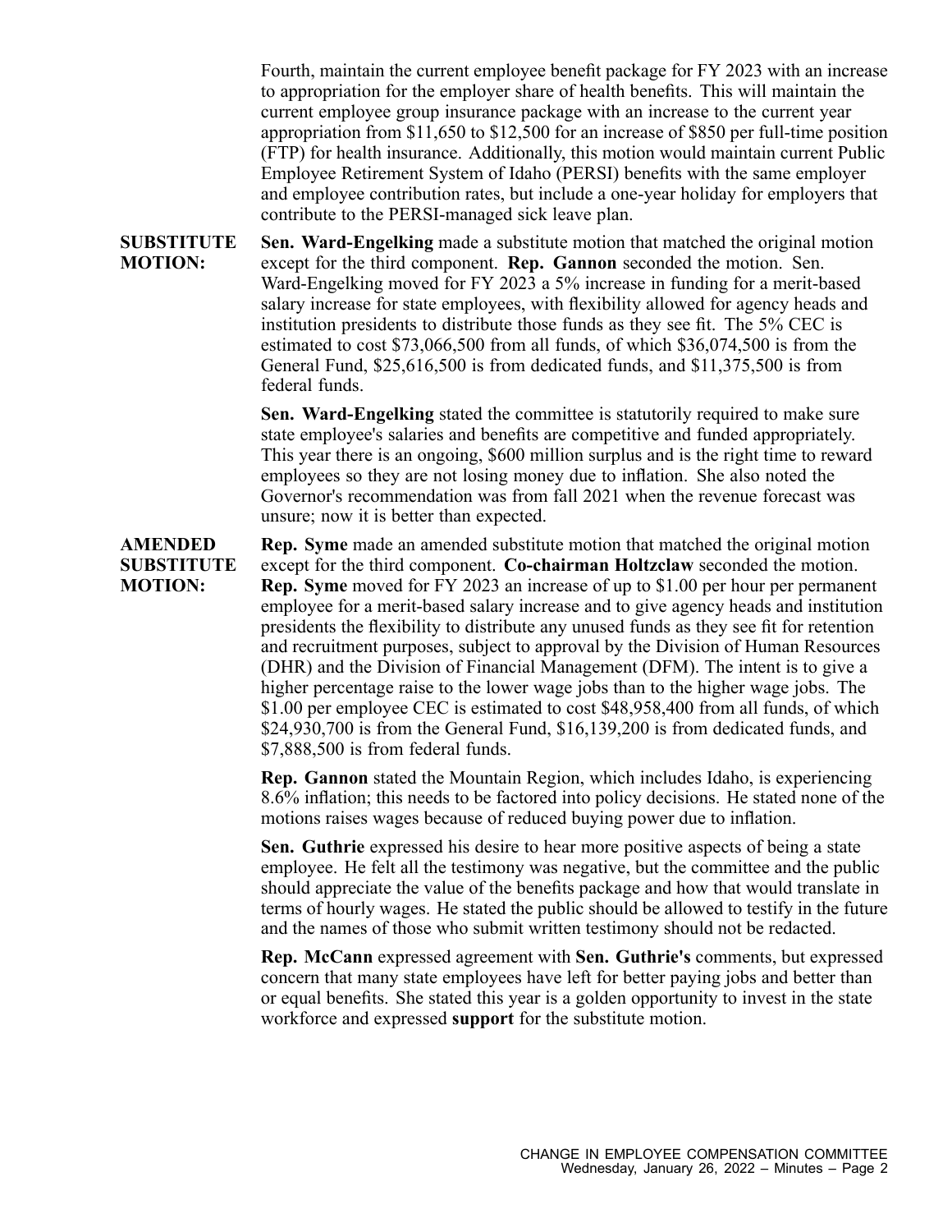Fourth, maintain the current employee benefit package for FY 2023 with an increase to appropriation for the employer share of health benefits. This will maintain the current employee group insurance package with an increase to the current year appropriation from $11,650 to $12,500 for an increase of $850 per full-time position (FTP) for health insurance. Additionally, this motion would maintain current Public Employee Retirement System of Idaho (PERSI) benefits with the same employer and employee contribution rates, but include a one-year holiday for employers that contribute to the PERSI-managed sick leave plan.

**SUBSTITUTE MOTION:** **Sen. Ward-Engelking** made a substitute motion that matched the original motion except for the third component. **Rep. Gannon** seconded the motion. Sen. Ward-Engelking moved for FY 2023 a 5% increase in funding for a merit-based salary increase for state employees, with flexibility allowed for agency heads and institution presidents to distribute those funds as they see fit. The 5% CEC is estimated to cost $73,066,500 from all funds, of which $36,074,500 is from the General Fund, $25,616,500 is from dedicated funds, and $11,375,500 is from federal funds.

**Sen. Ward-Engelking** stated the committee is statutorily required to make sure state employee's salaries and benefits are competitive and funded appropriately. This year there is an ongoing, $600 million surplus and is the right time to reward employees so they are not losing money due to inflation. She also noted the Governor's recommendation was from fall 2021 when the revenue forecast was unsure; now it is better than expected.

**AMENDED SUBSTITUTE MOTION:** **Rep. Syme** made an amended substitute motion that matched the original motion except for the third component. **Co-chairman Holtzclaw** seconded the motion. **Rep. Syme** moved for FY 2023 an increase of up to $1.00 per hour per permanent employee for a merit-based salary increase and to give agency heads and institution presidents the flexibility to distribute any unused funds as they see fit for retention and recruitment purposes, subject to approval by the Division of Human Resources (DHR) and the Division of Financial Management (DFM). The intent is to give a higher percentage raise to the lower wage jobs than to the higher wage jobs. The $1.00 per employee CEC is estimated to cost $48,958,400 from all funds, of which $24,930,700 is from the General Fund, $16,139,200 is from dedicated funds, and $7,888,500 is from federal funds.

**Rep. Gannon** stated the Mountain Region, which includes Idaho, is experiencing 8.6% inflation; this needs to be factored into policy decisions. He stated none of the motions raises wages because of reduced buying power due to inflation.

**Sen. Guthrie** expressed his desire to hear more positive aspects of being a state employee. He felt all the testimony was negative, but the committee and the public should appreciate the value of the benefits package and how that would translate in terms of hourly wages. He stated the public should be allowed to testify in the future and the names of those who submit written testimony should not be redacted.

**Rep. McCann** expressed agreement with **Sen. Guthrie's** comments, but expressed concern that many state employees have left for better paying jobs and better than or equal benefits. She stated this year is a golden opportunity to invest in the state workforce and expressed **support** for the substitute motion.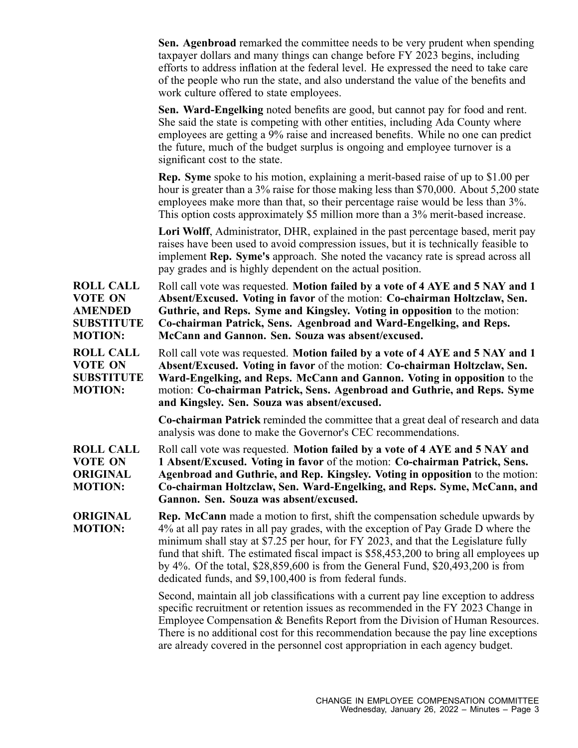**Sen. Agenbroad** remarked the committee needs to be very prudent when spending taxpayer dollars and many things can change before FY 2023 begins, including efforts to address inflation at the federal level. He expressed the need to take care of the people who run the state, and also understand the value of the benefits and work culture offered to state employees.

**Sen. Ward-Engelking** noted benefits are good, but cannot pay for food and rent. She said the state is competing with other entities, including Ada County where employees are getting a 9% raise and increased benefits. While no one can predict the future, much of the budget surplus is ongoing and employee turnover is a significant cost to the state.

**Rep. Syme** spoke to his motion, explaining a merit-based raise of up to $1.00 per hour is greater than a 3% raise for those making less than $70,000. About 5,200 state employees make more than that, so their percentage raise would be less than 3%. This option costs approximately $5 million more than a 3% merit-based increase.

**Lori Wolff**, Administrator, DHR, explained in the past percentage based, merit pay raises have been used to avoid compression issues, but it is technically feasible to implement **Rep. Syme's** approach. She noted the vacancy rate is spread across all pay grades and is highly dependent on the actual position.

**ROLL CALL VOTE ON AMENDED SUBSTITUTE MOTION:** Roll call vote was requested. **Motion failed by a vote of 4 AYE and 5 NAY and 1 Absent/Excused. Voting in favor** of the motion: **Co-chairman Holtzclaw, Sen. Guthrie, and Reps. Syme and Kingsley. Voting in opposition** to the motion: **Co-chairman Patrick, Sens. Agenbroad and Ward-Engelking, and Reps. McCann and Gannon. Sen. Souza was absent/excused.**

**ROLL CALL VOTE ON SUBSTITUTE MOTION:** Roll call vote was requested. **Motion failed by a vote of 4 AYE and 5 NAY and 1 Absent/Excused. Voting in favor** of the motion: **Co-chairman Holtzclaw, Sen. Ward-Engelking, and Reps. McCann and Gannon. Voting in opposition** to the motion: **Co-chairman Patrick, Sens. Agenbroad and Guthrie, and Reps. Syme and Kingsley. Sen. Souza was absent/excused.**

**Co-chairman Patrick** reminded the committee that a great deal of research and data analysis was done to make the Governor's CEC recommendations.

**ROLL CALL VOTE ON ORIGINAL MOTION:** Roll call vote was requested. **Motion failed by a vote of 4 AYE and 5 NAY and 1 Absent/Excused. Voting in favor** of the motion: **Co-chairman Patrick, Sens. Agenbroad and Guthrie, and Rep. Kingsley. Voting in opposition** to the motion: **Co-chairman Holtzclaw, Sen. Ward-Engelking, and Reps. Syme, McCann, and Gannon. Sen. Souza was absent/excused.**

**ORIGINAL MOTION:** **Rep. McCann** made a motion to first, shift the compensation schedule upwards by 4% at all pay rates in all pay grades, with the exception of Pay Grade D where the minimum shall stay at $7.25 per hour, for FY 2023, and that the Legislature fully fund that shift. The estimated fiscal impact is $58,453,200 to bring all employees up by 4%. Of the total, $28,859,600 is from the General Fund, $20,493,200 is from dedicated funds, and $9,100,400 is from federal funds.

Second, maintain all job classifications with a current pay line exception to address specific recruitment or retention issues as recommended in the FY 2023 Change in Employee Compensation & Benefits Report from the Division of Human Resources. There is no additional cost for this recommendation because the pay line exceptions are already covered in the personnel cost appropriation in each agency budget.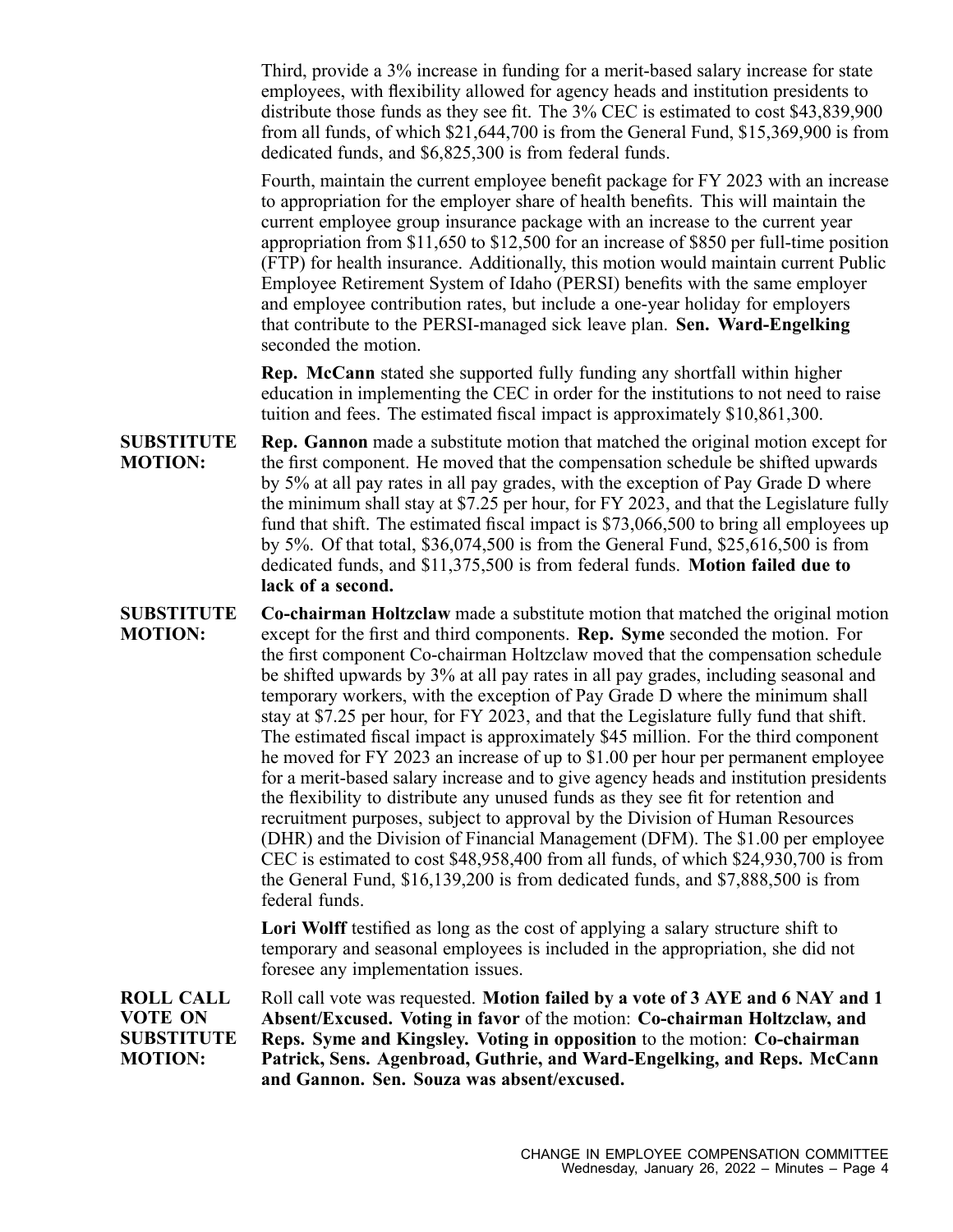Third, provide a 3% increase in funding for a merit-based salary increase for state employees, with flexibility allowed for agency heads and institution presidents to distribute those funds as they see fit. The 3% CEC is estimated to cost $43,839,900 from all funds, of which $21,644,700 is from the General Fund, $15,369,900 is from dedicated funds, and $6,825,300 is from federal funds.

Fourth, maintain the current employee benefit package for FY 2023 with an increase to appropriation for the employer share of health benefits. This will maintain the current employee group insurance package with an increase to the current year appropriation from $11,650 to $12,500 for an increase of $850 per full-time position (FTP) for health insurance. Additionally, this motion would maintain current Public Employee Retirement System of Idaho (PERSI) benefits with the same employer and employee contribution rates, but include a one-year holiday for employers that contribute to the PERSI-managed sick leave plan. **Sen. Ward-Engelking** seconded the motion.

**Rep. McCann** stated she supported fully funding any shortfall within higher education in implementing the CEC in order for the institutions to not need to raise tuition and fees. The estimated fiscal impact is approximately $10,861,300.

**SUBSTITUTE MOTION:** **Rep. Gannon** made a substitute motion that matched the original motion except for the first component. He moved that the compensation schedule be shifted upwards by 5% at all pay rates in all pay grades, with the exception of Pay Grade D where the minimum shall stay at $7.25 per hour, for FY 2023, and that the Legislature fully fund that shift. The estimated fiscal impact is $73,066,500 to bring all employees up by 5%. Of that total, $36,074,500 is from the General Fund, $25,616,500 is from dedicated funds, and $11,375,500 is from federal funds. **Motion failed due to lack of a second.**

**SUBSTITUTE MOTION:** **Co-chairman Holtzclaw** made a substitute motion that matched the original motion except for the first and third components. **Rep. Syme** seconded the motion. For the first component Co-chairman Holtzclaw moved that the compensation schedule be shifted upwards by 3% at all pay rates in all pay grades, including seasonal and temporary workers, with the exception of Pay Grade D where the minimum shall stay at $7.25 per hour, for FY 2023, and that the Legislature fully fund that shift. The estimated fiscal impact is approximately $45 million. For the third component he moved for FY 2023 an increase of up to $1.00 per hour per permanent employee for a merit-based salary increase and to give agency heads and institution presidents the flexibility to distribute any unused funds as they see fit for retention and recruitment purposes, subject to approval by the Division of Human Resources (DHR) and the Division of Financial Management (DFM). The $1.00 per employee CEC is estimated to cost $48,958,400 from all funds, of which $24,930,700 is from the General Fund, $16,139,200 is from dedicated funds, and $7,888,500 is from federal funds.

**Lori Wolff** testified as long as the cost of applying a salary structure shift to temporary and seasonal employees is included in the appropriation, she did not foresee any implementation issues.

**ROLL CALL VOTE ON SUBSTITUTE MOTION:** Roll call vote was requested. **Motion failed by a vote of 3 AYE and 6 NAY and 1 Absent/Excused. Voting in favor** of the motion: **Co-chairman Holtzclaw, and Reps. Syme and Kingsley. Voting in opposition** to the motion: **Co-chairman Patrick, Sens. Agenbroad, Guthrie, and Ward-Engelking, and Reps. McCann and Gannon. Sen. Souza was absent/excused.**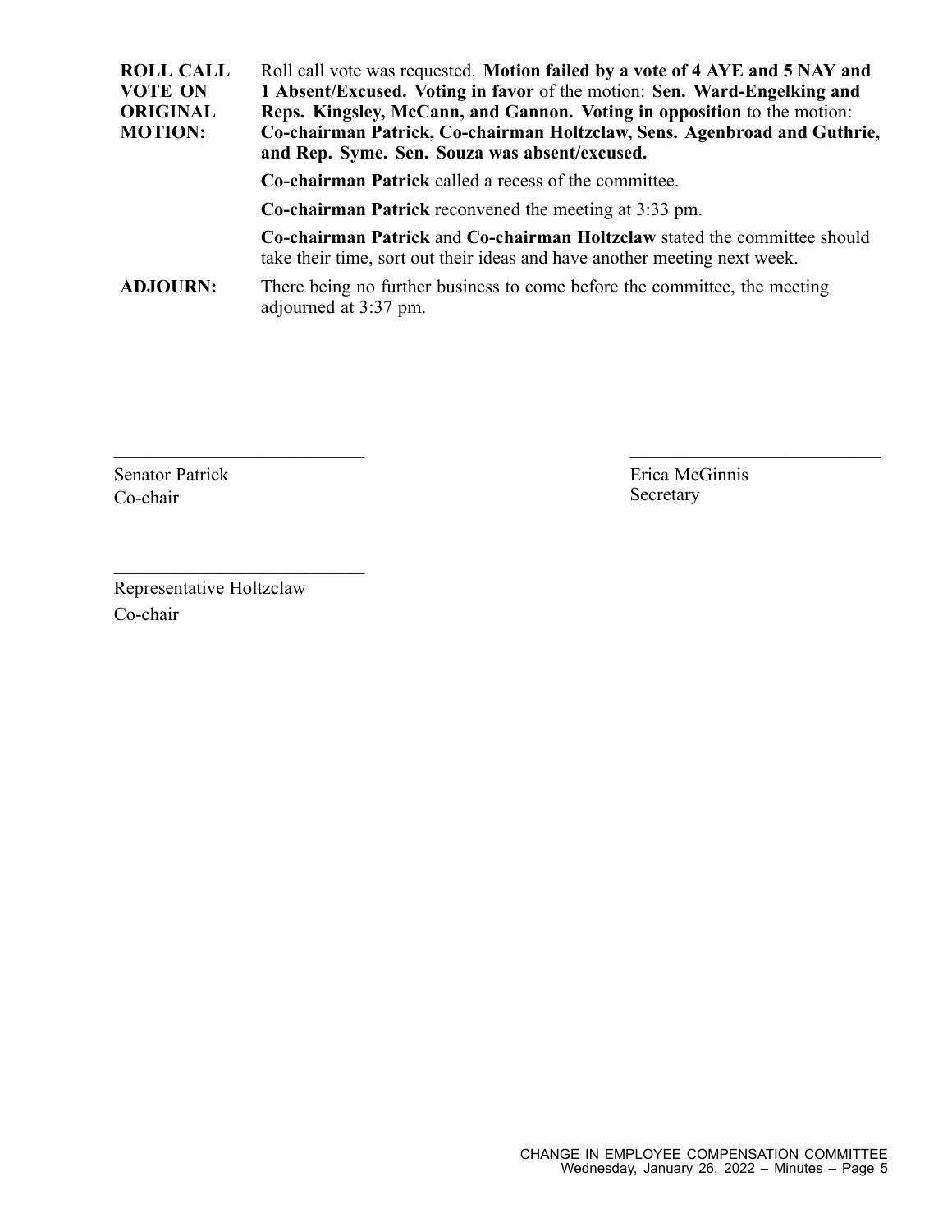**ROLL CALL VOTE ON ORIGINAL MOTION:** Roll call vote was requested. **Motion failed by a vote of 4 AYE and 5 NAY and 1 Absent/Excused. Voting in favor** of the motion: **Sen. Ward-Engelking and Reps. Kingsley, McCann, and Gannon. Voting in opposition** to the motion: **Co-chairman Patrick, Co-chairman Holtzclaw, Sens. Agenbroad and Guthrie, and Rep. Syme. Sen. Souza was absent/excused.**

**Co-chairman Patrick** called a recess of the committee.

**Co-chairman Patrick** reconvened the meeting at 3:33 pm.

**Co-chairman Patrick** and **Co-chairman Holtzclaw** stated the committee should take their time, sort out their ideas and have another meeting next week.

**ADJOURN:** There being no further business to come before the committee, the meeting adjourned at 3:37 pm.

___________________________
Senator Patrick
Co-chair

___________________________
Erica McGinnis
Secretary

___________________________
Representative Holtzclaw
Co-chair